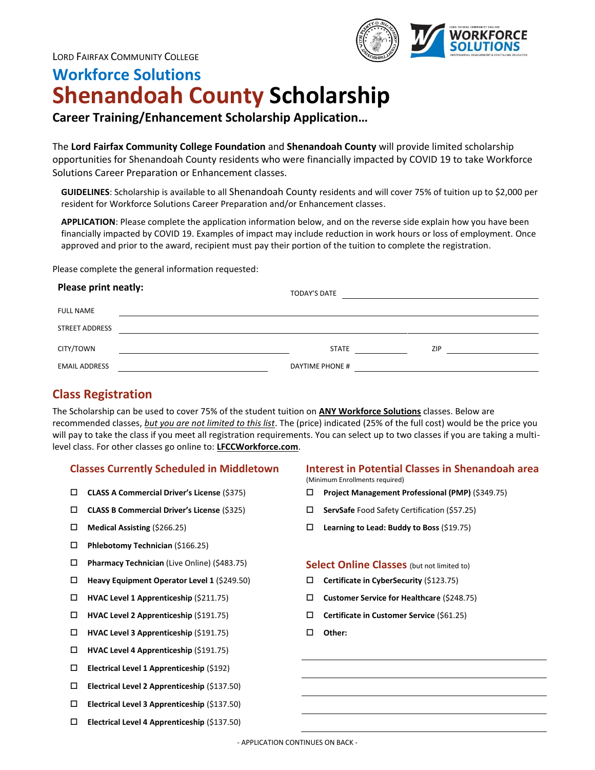LORD FAIRFAX COMMUNITY COLLEGE

# Workforce Solutions
# Shenandoah County Scholarship

## Career Training/Enhancement Scholarship Application…

The **Lord Fairfax Community College Foundation** and **Shenandoah County** will provide limited scholarship opportunities for Shenandoah County residents who were financially impacted by COVID 19 to take Workforce Solutions Career Preparation or Enhancement classes.

**GUIDELINES**: Scholarship is available to all Shenandoah County residents and will cover 75% of tuition up to $2,000 per resident for Workforce Solutions Career Preparation and/or Enhancement classes.

**APPLICATION**: Please complete the application information below, and on the reverse side explain how you have been financially impacted by COVID 19. Examples of impact may include reduction in work hours or loss of employment. Once approved and prior to the award, recipient must pay their portion of the tuition to complete the registration.

Please complete the general information requested:

**Please print neatly:**

TODAY'S DATE ______________________

FULL NAME ______________________

STREET ADDRESS ______________________

CITY/TOWN ______________________ STATE ________ ZIP ________

EMAIL ADDRESS ______________________ DAYTIME PHONE # ______________________

## Class Registration

The Scholarship can be used to cover 75% of the student tuition on **ANY Workforce Solutions** classes. Below are recommended classes, *but you are not limited to this list*. The (price) indicated (25% of the full cost) would be the price you will pay to take the class if you meet all registration requirements. You can select up to two classes if you are taking a multi-level class. For other classes go online to: **LFCCWorkforce.com**.

### Classes Currently Scheduled in Middletown

- ☐ **CLASS A Commercial Driver's License** ($375)
- ☐ **CLASS B Commercial Driver's License** ($325)
- ☐ **Medical Assisting** ($266.25)
- ☐ **Phlebotomy Technician** ($166.25)
- ☐ **Pharmacy Technician** (Live Online) ($483.75)
- ☐ **Heavy Equipment Operator Level 1** ($249.50)
- ☐ **HVAC Level 1 Apprenticeship** ($211.75)
- ☐ **HVAC Level 2 Apprenticeship** ($191.75)
- ☐ **HVAC Level 3 Apprenticeship** ($191.75)
- ☐ **HVAC Level 4 Apprenticeship** ($191.75)
- ☐ **Electrical Level 1 Apprenticeship** ($192)
- ☐ **Electrical Level 2 Apprenticeship** ($137.50)
- ☐ **Electrical Level 3 Apprenticeship** ($137.50)
- ☐ **Electrical Level 4 Apprenticeship** ($137.50)

### Interest in Potential Classes in Shenandoah area

(Minimum Enrollments required)

- ☐ **Project Management Professional (PMP)** ($349.75)
- ☐ **ServSafe** Food Safety Certification ($57.25)
- ☐ **Learning to Lead: Buddy to Boss** ($19.75)

### Select Online Classes (but not limited to)

- ☐ **Certificate in CyberSecurity** ($123.75)
- ☐ **Customer Service for Healthcare** ($248.75)
- ☐ **Certificate in Customer Service** ($61.25)
- ☐ **Other:**

______________________

______________________

______________________

______________________

______________________

- APPLICATION CONTINUES ON BACK -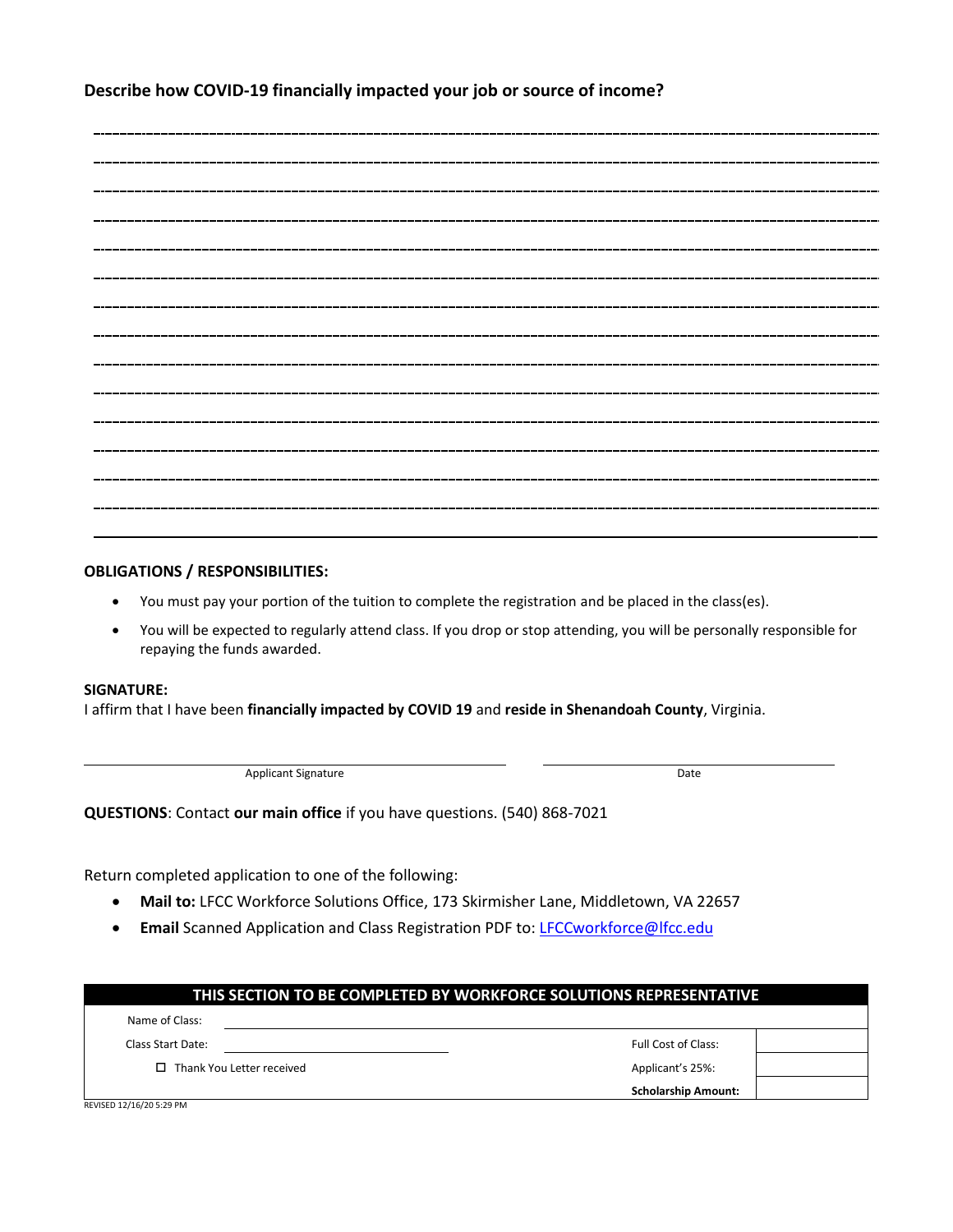**Describe how COVID-19 financially impacted your job or source of income?**

---

**OBLIGATIONS / RESPONSIBILITIES:**

- You must pay your portion of the tuition to complete the registration and be placed in the class(es).
- You will be expected to regularly attend class. If you drop or stop attending, you will be personally responsible for repaying the funds awarded.

**SIGNATURE:**
I affirm that I have been **financially impacted by COVID 19** and **reside in Shenandoah County**, Virginia.

Applicant Signature ______________________ Date ______________________

**QUESTIONS**: Contact **our main office** if you have questions. (540) 868-7021

Return completed application to one of the following:

- **Mail to:** LFCC Workforce Solutions Office, 173 Skirmisher Lane, Middletown, VA 22657
- **Email** Scanned Application and Class Registration PDF to: LFCCworkforce@lfcc.edu

| THIS SECTION TO BE COMPLETED BY WORKFORCE SOLUTIONS REPRESENTATIVE | | | |
|---|---|---|---|
| Name of Class: | | | |
| Class Start Date: | | Full Cost of Class: | |
| ☐ Thank You Letter received | | Applicant's 25%: | |
| | | **Scholarship Amount:** | |

REVISED 12/16/20 5:29 PM